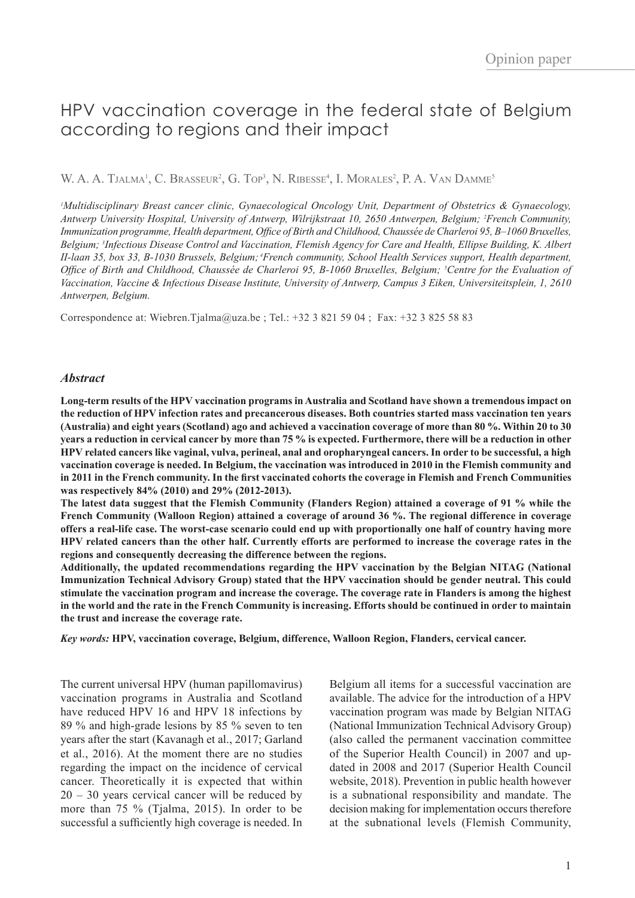Opinion paper

# HPV vaccination coverage in the federal state of Belgium according to regions and their impact

W. A. A. Tjalma[1], C. Brasseur[2], G. Top[3], N. Ribesse[4], I. Morales[2], P. A. Van Damme[5]

[1]*Multidisciplinary Breast cancer clinic, Gynaecological Oncology Unit, Department of Obstetrics & Gynaecology, Antwerp University Hospital, University of Antwerp, Wilrijkstraat 10, 2650 Antwerpen, Belgium;* [2]*French Community, Immunization programme, Health department, Office of Birth and Childhood, Chaussée de Charleroi 95, B–1060 Bruxelles, Belgium;* [3]*Infectious Disease Control and Vaccination, Flemish Agency for Care and Health, Ellipse Building, K. Albert II-laan 35, box 33, B-1030 Brussels, Belgium;* [4]*French community, School Health Services support, Health department, Office of Birth and Childhood, Chaussée de Charleroi 95, B-1060 Bruxelles, Belgium;* [5]*Centre for the Evaluation of Vaccination, Vaccine & Infectious Disease Institute, University of Antwerp, Campus 3 Eiken, Universiteitsplein, 1, 2610 Antwerpen, Belgium.*

Correspondence at: Wiebren.Tjalma@uza.be ; Tel.: +32 3 821 59 04 ; Fax: +32 3 825 58 83

## Abstract

**Long-term results of the HPV vaccination programs in Australia and Scotland have shown a tremendous impact on the reduction of HPV infection rates and precancerous diseases. Both countries started mass vaccination ten years (Australia) and eight years (Scotland) ago and achieved a vaccination coverage of more than 80 %. Within 20 to 30 years a reduction in cervical cancer by more than 75 % is expected. Furthermore, there will be a reduction in other HPV related cancers like vaginal, vulva, perineal, anal and oropharyngeal cancers. In order to be successful, a high vaccination coverage is needed. In Belgium, the vaccination was introduced in 2010 in the Flemish community and in 2011 in the French community. In the first vaccinated cohorts the coverage in Flemish and French Communities was respectively 84% (2010) and 29% (2012-2013).**

**The latest data suggest that the Flemish Community (Flanders Region) attained a coverage of 91 % while the French Community (Walloon Region) attained a coverage of around 36 %. The regional difference in coverage offers a real-life case. The worst-case scenario could end up with proportionally one half of country having more HPV related cancers than the other half. Currently efforts are performed to increase the coverage rates in the regions and consequently decreasing the difference between the regions.**

**Additionally, the updated recommendations regarding the HPV vaccination by the Belgian NITAG (National Immunization Technical Advisory Group) stated that the HPV vaccination should be gender neutral. This could stimulate the vaccination program and increase the coverage. The coverage rate in Flanders is among the highest in the world and the rate in the French Community is increasing. Efforts should be continued in order to maintain the trust and increase the coverage rate.**

***Key words:*** **HPV, vaccination coverage, Belgium, difference, Walloon Region, Flanders, cervical cancer.**

The current universal HPV (human papillomavirus) vaccination programs in Australia and Scotland have reduced HPV 16 and HPV 18 infections by 89 % and high-grade lesions by 85 % seven to ten years after the start (Kavanagh et al., 2017; Garland et al., 2016). At the moment there are no studies regarding the impact on the incidence of cervical cancer. Theoretically it is expected that within 20 – 30 years cervical cancer will be reduced by more than 75 % (Tjalma, 2015). In order to be successful a sufficiently high coverage is needed. In Belgium all items for a successful vaccination are available. The advice for the introduction of a HPV vaccination program was made by Belgian NITAG (National Immunization Technical Advisory Group) (also called the permanent vaccination committee of the Superior Health Council) in 2007 and updated in 2008 and 2017 (Superior Health Council website, 2018). Prevention in public health however is a subnational responsibility and mandate. The decision making for implementation occurs therefore at the subnational levels (Flemish Community,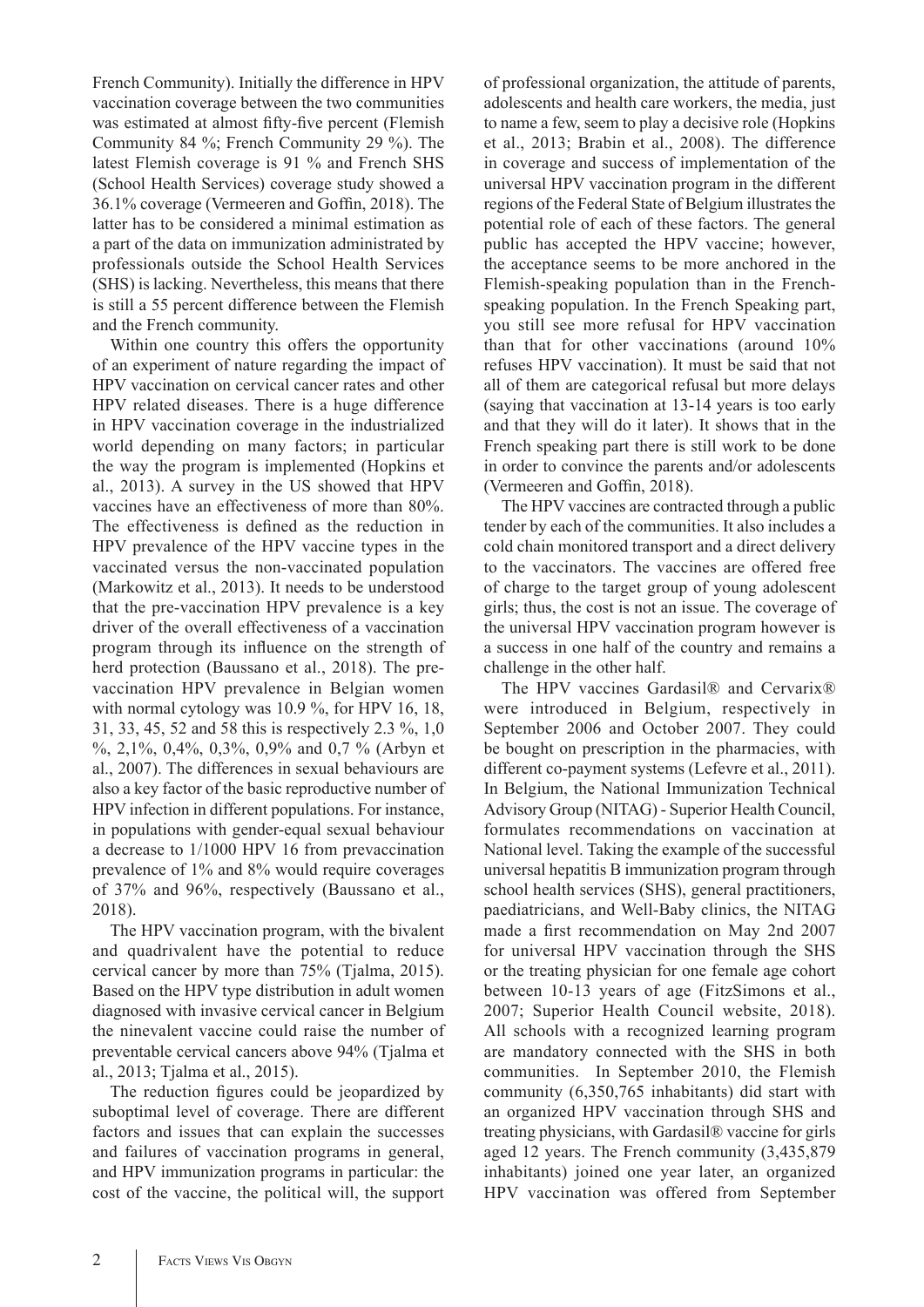French Community). Initially the difference in HPV vaccination coverage between the two communities was estimated at almost fifty-five percent (Flemish Community 84 %; French Community 29 %). The latest Flemish coverage is 91 % and French SHS (School Health Services) coverage study showed a 36.1% coverage (Vermeeren and Goffin, 2018). The latter has to be considered a minimal estimation as a part of the data on immunization administrated by professionals outside the School Health Services (SHS) is lacking. Nevertheless, this means that there is still a 55 percent difference between the Flemish and the French community.

Within one country this offers the opportunity of an experiment of nature regarding the impact of HPV vaccination on cervical cancer rates and other HPV related diseases. There is a huge difference in HPV vaccination coverage in the industrialized world depending on many factors; in particular the way the program is implemented (Hopkins et al., 2013). A survey in the US showed that HPV vaccines have an effectiveness of more than 80%. The effectiveness is defined as the reduction in HPV prevalence of the HPV vaccine types in the vaccinated versus the non-vaccinated population (Markowitz et al., 2013). It needs to be understood that the pre-vaccination HPV prevalence is a key driver of the overall effectiveness of a vaccination program through its influence on the strength of herd protection (Baussano et al., 2018). The pre-vaccination HPV prevalence in Belgian women with normal cytology was 10.9 %, for HPV 16, 18, 31, 33, 45, 52 and 58 this is respectively 2.3 %, 1,0 %, 2,1%, 0,4%, 0,3%, 0,9% and 0,7 % (Arbyn et al., 2007). The differences in sexual behaviours are also a key factor of the basic reproductive number of HPV infection in different populations. For instance, in populations with gender-equal sexual behaviour a decrease to 1/1000 HPV 16 from prevaccination prevalence of 1% and 8% would require coverages of 37% and 96%, respectively (Baussano et al., 2018).

The HPV vaccination program, with the bivalent and quadrivalent have the potential to reduce cervical cancer by more than 75% (Tjalma, 2015). Based on the HPV type distribution in adult women diagnosed with invasive cervical cancer in Belgium the ninevalent vaccine could raise the number of preventable cervical cancers above 94% (Tjalma et al., 2013; Tjalma et al., 2015).

The reduction figures could be jeopardized by suboptimal level of coverage. There are different factors and issues that can explain the successes and failures of vaccination programs in general, and HPV immunization programs in particular: the cost of the vaccine, the political will, the support of professional organization, the attitude of parents, adolescents and health care workers, the media, just to name a few, seem to play a decisive role (Hopkins et al., 2013; Brabin et al., 2008). The difference in coverage and success of implementation of the universal HPV vaccination program in the different regions of the Federal State of Belgium illustrates the potential role of each of these factors. The general public has accepted the HPV vaccine; however, the acceptance seems to be more anchored in the Flemish-speaking population than in the French-speaking population. In the French Speaking part, you still see more refusal for HPV vaccination than that for other vaccinations (around 10% refuses HPV vaccination). It must be said that not all of them are categorical refusal but more delays (saying that vaccination at 13-14 years is too early and that they will do it later). It shows that in the French speaking part there is still work to be done in order to convince the parents and/or adolescents (Vermeeren and Goffin, 2018).

The HPV vaccines are contracted through a public tender by each of the communities. It also includes a cold chain monitored transport and a direct delivery to the vaccinators. The vaccines are offered free of charge to the target group of young adolescent girls; thus, the cost is not an issue. The coverage of the universal HPV vaccination program however is a success in one half of the country and remains a challenge in the other half.

The HPV vaccines Gardasil® and Cervarix® were introduced in Belgium, respectively in September 2006 and October 2007. They could be bought on prescription in the pharmacies, with different co-payment systems (Lefevre et al., 2011). In Belgium, the National Immunization Technical Advisory Group (NITAG) - Superior Health Council, formulates recommendations on vaccination at National level. Taking the example of the successful universal hepatitis B immunization program through school health services (SHS), general practitioners, paediatricians, and Well-Baby clinics, the NITAG made a first recommendation on May 2nd 2007 for universal HPV vaccination through the SHS or the treating physician for one female age cohort between 10-13 years of age (FitzSimons et al., 2007; Superior Health Council website, 2018). All schools with a recognized learning program are mandatory connected with the SHS in both communities. In September 2010, the Flemish community (6,350,765 inhabitants) did start with an organized HPV vaccination through SHS and treating physicians, with Gardasil® vaccine for girls aged 12 years. The French community (3,435,879 inhabitants) joined one year later, an organized HPV vaccination was offered from September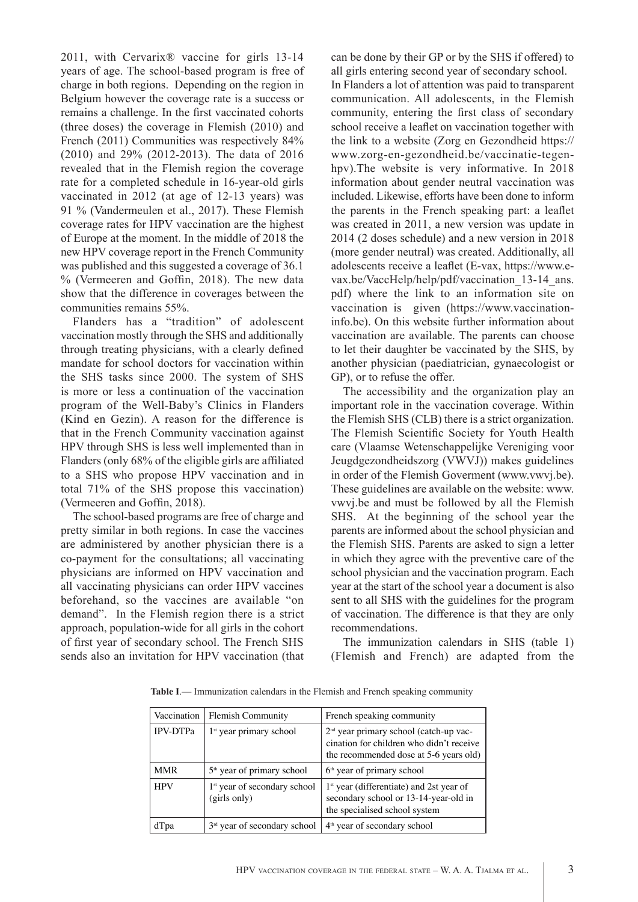2011, with Cervarix® vaccine for girls 13-14 years of age. The school-based program is free of charge in both regions. Depending on the region in Belgium however the coverage rate is a success or remains a challenge. In the first vaccinated cohorts (three doses) the coverage in Flemish (2010) and French (2011) Communities was respectively 84% (2010) and 29% (2012-2013). The data of 2016 revealed that in the Flemish region the coverage rate for a completed schedule in 16-year-old girls vaccinated in 2012 (at age of 12-13 years) was 91 % (Vandermeulen et al., 2017). These Flemish coverage rates for HPV vaccination are the highest of Europe at the moment. In the middle of 2018 the new HPV coverage report in the French Community was published and this suggested a coverage of 36.1 % (Vermeeren and Goffin, 2018). The new data show that the difference in coverages between the communities remains 55%.

Flanders has a "tradition" of adolescent vaccination mostly through the SHS and additionally through treating physicians, with a clearly defined mandate for school doctors for vaccination within the SHS tasks since 2000. The system of SHS is more or less a continuation of the vaccination program of the Well-Baby's Clinics in Flanders (Kind en Gezin). A reason for the difference is that in the French Community vaccination against HPV through SHS is less well implemented than in Flanders (only 68% of the eligible girls are affiliated to a SHS who propose HPV vaccination and in total 71% of the SHS propose this vaccination) (Vermeeren and Goffin, 2018).

The school-based programs are free of charge and pretty similar in both regions. In case the vaccines are administered by another physician there is a co-payment for the consultations; all vaccinating physicians are informed on HPV vaccination and all vaccinating physicians can order HPV vaccines beforehand, so the vaccines are available "on demand". In the Flemish region there is a strict approach, population-wide for all girls in the cohort of first year of secondary school. The French SHS sends also an invitation for HPV vaccination (that can be done by their GP or by the SHS if offered) to all girls entering second year of secondary school.

In Flanders a lot of attention was paid to transparent communication. All adolescents, in the Flemish community, entering the first class of secondary school receive a leaflet on vaccination together with the link to a website (Zorg en Gezondheid https://www.zorg-en-gezondheid.be/vaccinatie-tegen-hpv).The website is very informative. In 2018 information about gender neutral vaccination was included. Likewise, efforts have been done to inform the parents in the French speaking part: a leaflet was created in 2011, a new version was update in 2014 (2 doses schedule) and a new version in 2018 (more gender neutral) was created. Additionally, all adolescents receive a leaflet (E-vax, https://www.e-vax.be/VaccHelp/help/pdf/vaccination_13-14_ans.pdf) where the link to an information site on vaccination is given (https://www.vaccination-info.be). On this website further information about vaccination are available. The parents can choose to let their daughter be vaccinated by the SHS, by another physician (paediatrician, gynaecologist or GP), or to refuse the offer.

The accessibility and the organization play an important role in the vaccination coverage. Within the Flemish SHS (CLB) there is a strict organization. The Flemish Scientific Society for Youth Health care (Vlaamse Wetenschappelijke Vereniging voor Jeugdgezondheidszorg (VWVJ)) makes guidelines in order of the Flemish Goverment (www.vwvj.be). These guidelines are available on the website: www.vwvj.be and must be followed by all the Flemish SHS. At the beginning of the school year the parents are informed about the school physician and the Flemish SHS. Parents are asked to sign a letter in which they agree with the preventive care of the school physician and the vaccination program. Each year at the start of the school year a document is also sent to all SHS with the guidelines for the program of vaccination. The difference is that they are only recommendations.

The immunization calendars in SHS (table 1) (Flemish and French) are adapted from the

**Table I**.— Immunization calendars in the Flemish and French speaking community

| Vaccination | Flemish Community | French speaking community |
|---|---|---|
| IPV-DTPa | 1st year primary school | 2nd year primary school (catch-up vaccination for children who didn't receive the recommended dose at 5-6 years old) |
| MMR | 5th year of primary school | 6th year of primary school |
| HPV | 1st year of secondary school (girls only) | 1st year (differentiate) and 2st year of secondary school or 13-14-year-old in the specialised school system |
| dTpa | 3rd year of secondary school | 4th year of secondary school |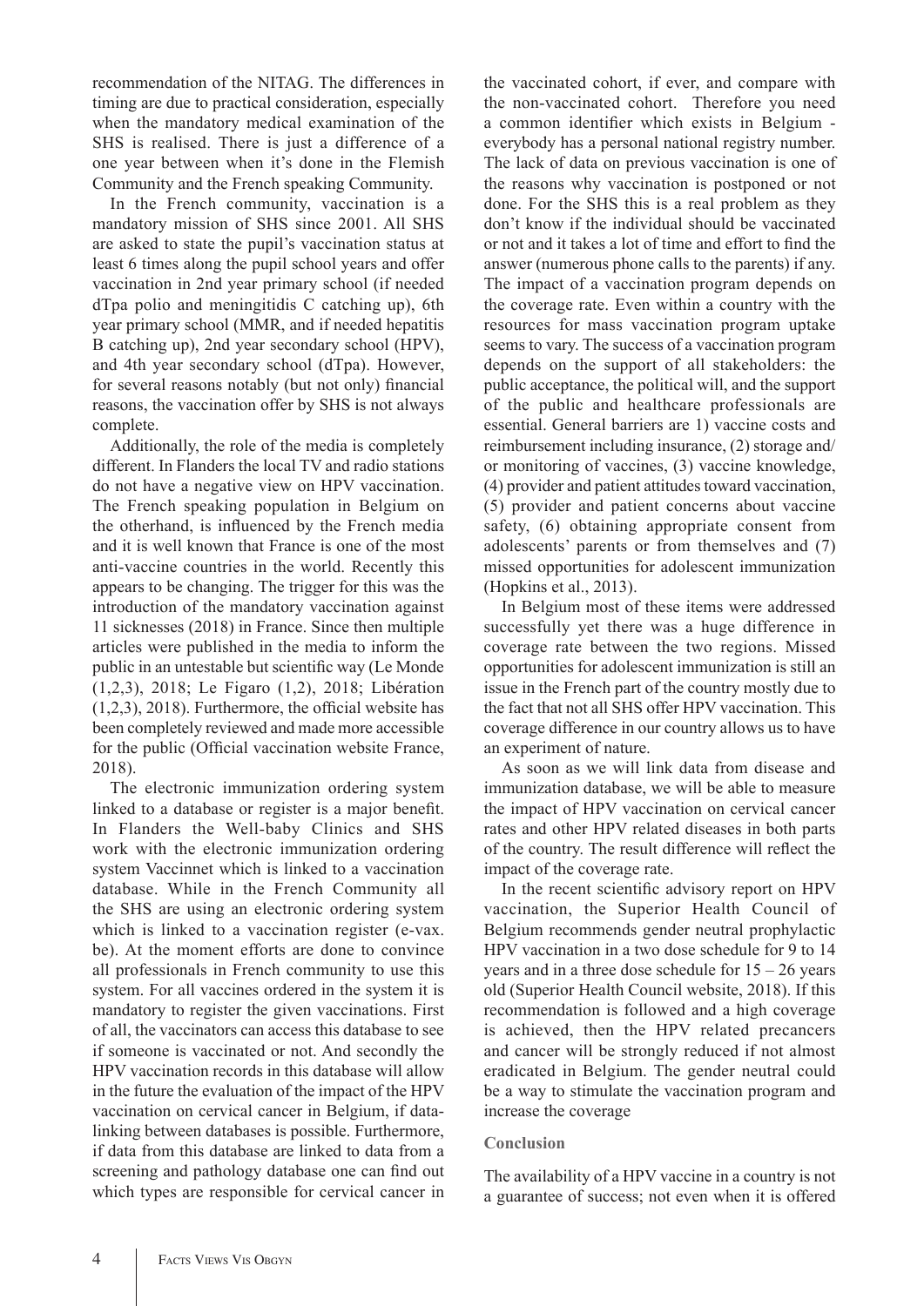recommendation of the NITAG. The differences in timing are due to practical consideration, especially when the mandatory medical examination of the SHS is realised. There is just a difference of a one year between when it's done in the Flemish Community and the French speaking Community.

In the French community, vaccination is a mandatory mission of SHS since 2001. All SHS are asked to state the pupil's vaccination status at least 6 times along the pupil school years and offer vaccination in 2nd year primary school (if needed dTpa polio and meningitidis C catching up), 6th year primary school (MMR, and if needed hepatitis B catching up), 2nd year secondary school (HPV), and 4th year secondary school (dTpa). However, for several reasons notably (but not only) financial reasons, the vaccination offer by SHS is not always complete.

Additionally, the role of the media is completely different. In Flanders the local TV and radio stations do not have a negative view on HPV vaccination. The French speaking population in Belgium on the otherhand, is influenced by the French media and it is well known that France is one of the most anti-vaccine countries in the world. Recently this appears to be changing. The trigger for this was the introduction of the mandatory vaccination against 11 sicknesses (2018) in France. Since then multiple articles were published in the media to inform the public in an untestable but scientific way (Le Monde (1,2,3), 2018; Le Figaro (1,2), 2018; Libération (1,2,3), 2018). Furthermore, the official website has been completely reviewed and made more accessible for the public (Official vaccination website France, 2018).

The electronic immunization ordering system linked to a database or register is a major benefit. In Flanders the Well-baby Clinics and SHS work with the electronic immunization ordering system Vaccinnet which is linked to a vaccination database. While in the French Community all the SHS are using an electronic ordering system which is linked to a vaccination register (e-vax.be). At the moment efforts are done to convince all professionals in French community to use this system. For all vaccines ordered in the system it is mandatory to register the given vaccinations. First of all, the vaccinators can access this database to see if someone is vaccinated or not. And secondly the HPV vaccination records in this database will allow in the future the evaluation of the impact of the HPV vaccination on cervical cancer in Belgium, if data-linking between databases is possible. Furthermore, if data from this database are linked to data from a screening and pathology database one can find out which types are responsible for cervical cancer in the vaccinated cohort, if ever, and compare with the non-vaccinated cohort. Therefore you need a common identifier which exists in Belgium - everybody has a personal national registry number. The lack of data on previous vaccination is one of the reasons why vaccination is postponed or not done. For the SHS this is a real problem as they don't know if the individual should be vaccinated or not and it takes a lot of time and effort to find the answer (numerous phone calls to the parents) if any. The impact of a vaccination program depends on the coverage rate. Even within a country with the resources for mass vaccination program uptake seems to vary. The success of a vaccination program depends on the support of all stakeholders: the public acceptance, the political will, and the support of the public and healthcare professionals are essential. General barriers are 1) vaccine costs and reimbursement including insurance, (2) storage and/or monitoring of vaccines, (3) vaccine knowledge, (4) provider and patient attitudes toward vaccination, (5) provider and patient concerns about vaccine safety, (6) obtaining appropriate consent from adolescents' parents or from themselves and (7) missed opportunities for adolescent immunization (Hopkins et al., 2013).

In Belgium most of these items were addressed successfully yet there was a huge difference in coverage rate between the two regions. Missed opportunities for adolescent immunization is still an issue in the French part of the country mostly due to the fact that not all SHS offer HPV vaccination. This coverage difference in our country allows us to have an experiment of nature.

As soon as we will link data from disease and immunization database, we will be able to measure the impact of HPV vaccination on cervical cancer rates and other HPV related diseases in both parts of the country. The result difference will reflect the impact of the coverage rate.

In the recent scientific advisory report on HPV vaccination, the Superior Health Council of Belgium recommends gender neutral prophylactic HPV vaccination in a two dose schedule for 9 to 14 years and in a three dose schedule for 15 – 26 years old (Superior Health Council website, 2018). If this recommendation is followed and a high coverage is achieved, then the HPV related precancers and cancer will be strongly reduced if not almost eradicated in Belgium. The gender neutral could be a way to stimulate the vaccination program and increase the coverage

## Conclusion

The availability of a HPV vaccine in a country is not a guarantee of success; not even when it is offered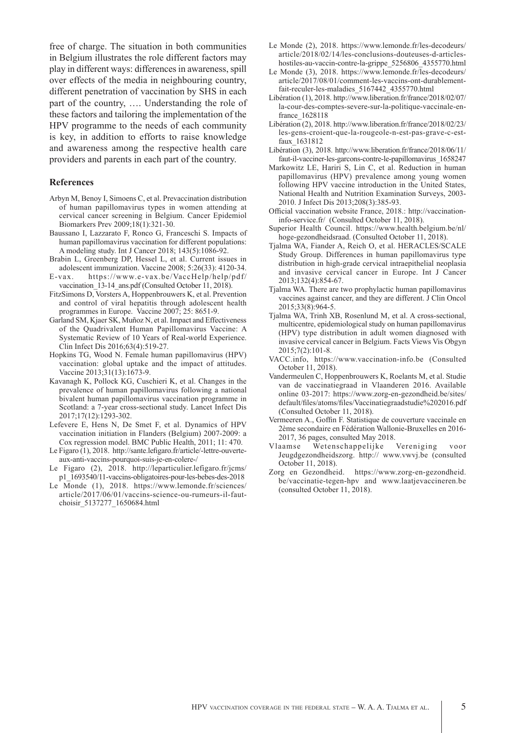free of charge. The situation in both communities in Belgium illustrates the role different factors may play in different ways: differences in awareness, spill over effects of the media in neighbouring country, different penetration of vaccination by SHS in each part of the country, …. Understanding the role of these factors and tailoring the implementation of the HPV programme to the needs of each community is key, in addition to efforts to raise knowledge and awareness among the respective health care providers and parents in each part of the country.

## References

Arbyn M, Benoy I, Simoens C, et al. Prevaccination distribution of human papillomavirus types in women attending at cervical cancer screening in Belgium. Cancer Epidemiol Biomarkers Prev 2009;18(1):321-30.

Baussano I, Lazzarato F, Ronco G, Franceschi S. Impacts of human papillomavirus vaccination for different populations: A modeling study. Int J Cancer 2018; 143(5):1086-92.

Brabin L, Greenberg DP, Hessel L, et al. Current issues in adolescent immunization. Vaccine 2008; 5:26(33): 4120-34.

E-vax. https://www.e-vax.be/VaccHelp/help/pdf/vaccination_13-14_ans.pdf (Consulted October 11, 2018).

FitzSimons D, Vorsters A, Hoppenbrouwers K, et al. Prevention and control of viral hepatitis through adolescent health programmes in Europe. Vaccine 2007; 25: 8651-9.

Garland SM, Kjaer SK, Muñoz N, et al. Impact and Effectiveness of the Quadrivalent Human Papillomavirus Vaccine: A Systematic Review of 10 Years of Real-world Experience. Clin Infect Dis 2016;63(4):519-27.

Hopkins TG, Wood N. Female human papillomavirus (HPV) vaccination: global uptake and the impact of attitudes. Vaccine 2013;31(13):1673-9.

Kavanagh K, Pollock KG, Cuschieri K, et al. Changes in the prevalence of human papillomavirus following a national bivalent human papillomavirus vaccination programme in Scotland: a 7-year cross-sectional study. Lancet Infect Dis 2017;17(12):1293-302.

Lefevere E, Hens N, De Smet F, et al. Dynamics of HPV vaccination initiation in Flanders (Belgium) 2007-2009: a Cox regression model. BMC Public Health, 2011; 11: 470.

Le Figaro (1), 2018. http://sante.lefigaro.fr/article/-lettre-ouverte-aux-anti-vaccins-pourquoi-suis-je-en-colere-/

Le Figaro (2), 2018. http://leparticulier.lefigaro.fr/jcms/p1_1693540/11-vaccins-obligatoires-pour-les-bebes-des-2018

Le Monde (1), 2018. https://www.lemonde.fr/sciences/article/2017/06/01/vaccins-science-ou-rumeurs-il-faut-choisir_5137277_1650684.html

Le Monde (2), 2018. https://www.lemonde.fr/les-decodeurs/article/2018/02/14/les-conclusions-douteuses-d-articles-hostiles-au-vaccin-contre-la-grippe_5256806_4355770.html

Le Monde (3), 2018. https://www.lemonde.fr/les-decodeurs/article/2017/08/01/comment-les-vaccins-ont-durablement-fait-reculer-les-maladies_5167442_4355770.html

Libération (1), 2018. http://www.liberation.fr/france/2018/02/07/la-cour-des-comptes-severe-sur-la-politique-vaccinale-en-france_1628118

Libération (2), 2018. http://www.liberation.fr/france/2018/02/23/les-gens-croient-que-la-rougeole-n-est-pas-grave-c-est-faux_1631812

Libération (3), 2018. http://www.liberation.fr/france/2018/06/11/faut-il-vacciner-les-garcons-contre-le-papillomavirus_1658247

Markowitz LE, Hariri S, Lin C, et al. Reduction in human papillomavirus (HPV) prevalence among young women following HPV vaccine introduction in the United States, National Health and Nutrition Examination Surveys, 2003-2010. J Infect Dis 2013;208(3):385-93.

Official vaccination website France, 2018.: http://vaccination-info-service.fr/ (Consulted October 11, 2018).

Superior Health Council. https://www.health.belgium.be/nl/hoge-gezondheidsraad. (Consulted October 11, 2018).

Tjalma WA, Fiander A, Reich O, et al. HERACLES/SCALE Study Group. Differences in human papillomavirus type distribution in high-grade cervical intraepithelial neoplasia and invasive cervical cancer in Europe. Int J Cancer 2013;132(4):854-67.

Tjalma WA. There are two prophylactic human papillomavirus vaccines against cancer, and they are different. J Clin Oncol 2015;33(8):964-5.

Tjalma WA, Trinh XB, Rosenlund M, et al. A cross-sectional, multicentre, epidemiological study on human papillomavirus (HPV) type distribution in adult women diagnosed with invasive cervical cancer in Belgium. Facts Views Vis Obgyn 2015;7(2):101-8.

VACC.info, https://www.vaccination-info.be (Consulted October 11, 2018).

Vandermeulen C, Hoppenbrouwers K, Roelants M, et al. Studie van de vaccinatiegraad in Vlaanderen 2016. Available online 03-2017: https://www.zorg-en-gezondheid.be/sites/default/files/atoms/files/Vaccinatiegraadstudie%202016.pdf (Consulted October 11, 2018).

Vermeeren A., Goffin F. Statistique de couverture vaccinale en 2ème secondaire en Fédération Wallonie-Bruxelles en 2016-2017, 36 pages, consulted May 2018.

Vlaamse Wetenschappelijke Vereniging voor Jeugdgezondheidszorg. http:// www.vwvj.be (consulted October 11, 2018).

Zorg en Gezondheid. https://www.zorg-en-gezondheid.be/vaccinatie-tegen-hpv and www.laatjevaccineren.be (consulted October 11, 2018).